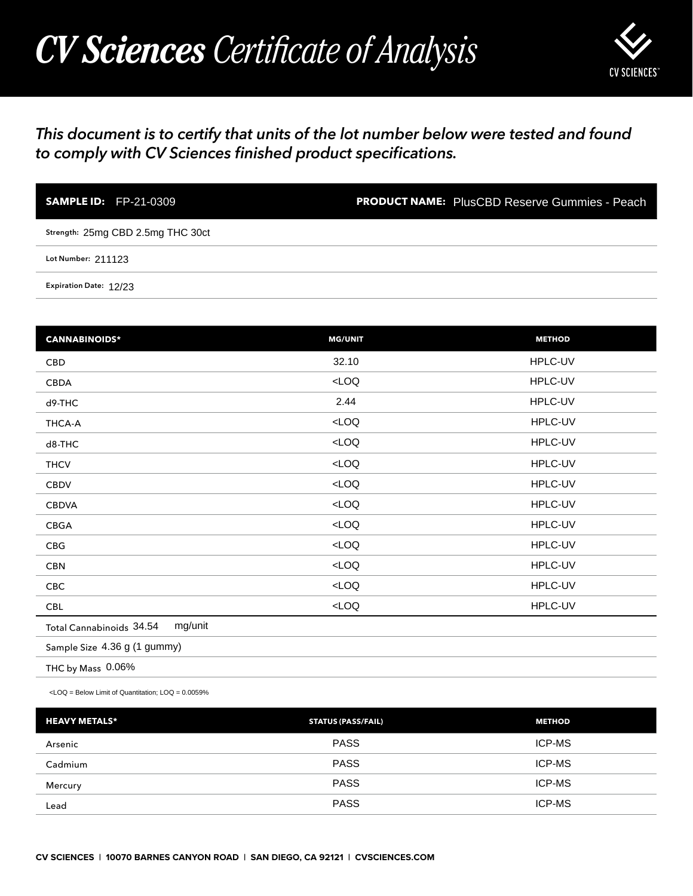# *CV Sciences Certificate of Analysis*

CV SCIENCES™

*This document is to certify that units of the lot number below were tested and found to comply with CV Sciences finished product specifications.*

**SAMPLE ID:** FP-21-0309

**PRODUCT NAME:** PlusCBD Reserve Gummies - Peach

Strength: 25mg CBD 2.5mg THC 30ct

Lot Number: 211123

Expiration Date: 12/23

| CANNABINOIDS* | MG/UNIT | METHOD |
|---|---|---|
| CBD | 32.10 | HPLC-UV |
| CBDA | <LOQ | HPLC-UV |
| d9-THC | 2.44 | HPLC-UV |
| THCA-A | <LOQ | HPLC-UV |
| d8-THC | <LOQ | HPLC-UV |
| THCV | <LOQ | HPLC-UV |
| CBDV | <LOQ | HPLC-UV |
| CBDVA | <LOQ | HPLC-UV |
| CBGA | <LOQ | HPLC-UV |
| CBG | <LOQ | HPLC-UV |
| CBN | <LOQ | HPLC-UV |
| CBC | <LOQ | HPLC-UV |
| CBL | <LOQ | HPLC-UV |

Total Cannabinoids 34.54 mg/unit

Sample Size 4.36 g (1 gummy)

THC by Mass 0.06%

<LOQ = Below Limit of Quantitation; LOQ = 0.0059%

| HEAVY METALS* | STATUS (PASS/FAIL) | METHOD |
|---|---|---|
| Arsenic | PASS | ICP-MS |
| Cadmium | PASS | ICP-MS |
| Mercury | PASS | ICP-MS |
| Lead | PASS | ICP-MS |

CV SCIENCES | 10070 BARNES CANYON ROAD | SAN DIEGO, CA 92121 | CVSCIENCES.COM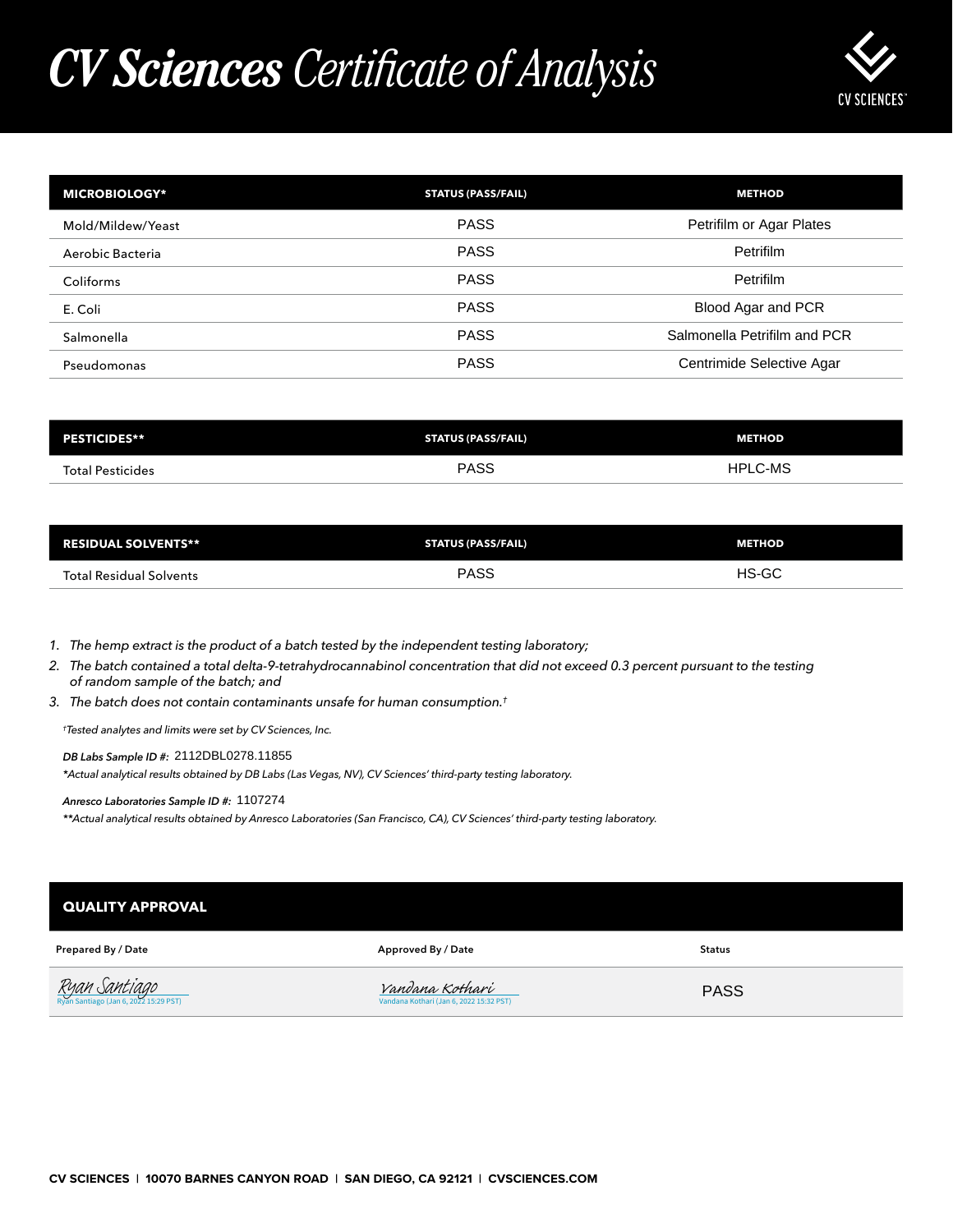# CV Sciences Certificate of Analysis

| MICROBIOLOGY* | STATUS (PASS/FAIL) | METHOD |
| --- | --- | --- |
| Mold/Mildew/Yeast | PASS | Petrifilm or Agar Plates |
| Aerobic Bacteria | PASS | Petrifilm |
| Coliforms | PASS | Petrifilm |
| E. Coli | PASS | Blood Agar and PCR |
| Salmonella | PASS | Salmonella Petrifilm and PCR |
| Pseudomonas | PASS | Centrimide Selective Agar |

| PESTICIDES** | STATUS (PASS/FAIL) | METHOD |
| --- | --- | --- |
| Total Pesticides | PASS | HPLC-MS |

| RESIDUAL SOLVENTS** | STATUS (PASS/FAIL) | METHOD |
| --- | --- | --- |
| Total Residual Solvents | PASS | HS-GC |

1. *The hemp extract is the product of a batch tested by the independent testing laboratory;*
2. *The batch contained a total delta-9-tetrahydrocannabinol concentration that did not exceed 0.3 percent pursuant to the testing of random sample of the batch; and*
3. *The batch does not contain contaminants unsafe for human consumption.†*

*†Tested analytes and limits were set by CV Sciences, Inc.*

***DB Labs Sample ID #:*** 2112DBL0278.11855

**Actual analytical results obtained by DB Labs (Las Vegas, NV), CV Sciences' third-party testing laboratory.*

***Anresco Laboratories Sample ID #:*** 1107274

***Actual analytical results obtained by Anresco Laboratories (San Francisco, CA), CV Sciences' third-party testing laboratory.*

## QUALITY APPROVAL

| Prepared By / Date | Approved By / Date | Status |
| --- | --- | --- |
| Ryan Santiago<br>Ryan Santiago (Jan 6, 2022 15:29 PST) | Vandana Kothari<br>Vandana Kothari (Jan 6, 2022 15:32 PST) | PASS |

**CV SCIENCES | 10070 BARNES CANYON ROAD | SAN DIEGO, CA 92121 | CVSCIENCES.COM**